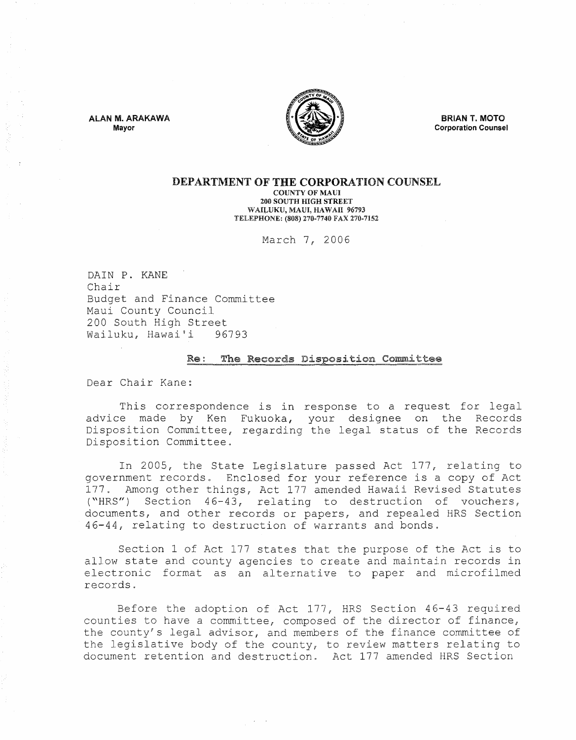ALAN M. ARAKAWA
Mayor

BRIAN T. MOTO
Corporation Counsel

**DEPARTMENT OF THE CORPORATION COUNSEL**
COUNTY OF MAUI
200 SOUTH HIGH STREET
WAILUKU, MAUI, HAWAII 96793
TELEPHONE: (808) 270-7740 FAX 270-7152

March 7, 2006

DAIN P. KANE
Chair
Budget and Finance Committee
Maui County Council
200 South High Street
Wailuku, Hawai'i 96793

**Re: The Records Disposition Committee**

Dear Chair Kane:

This correspondence is in response to a request for legal advice made by Ken Fukuoka, your designee on the Records Disposition Committee, regarding the legal status of the Records Disposition Committee.

In 2005, the State Legislature passed Act 177, relating to government records. Enclosed for your reference is a copy of Act 177. Among other things, Act 177 amended Hawaii Revised Statutes ("HRS") Section 46-43, relating to destruction of vouchers, documents, and other records or papers, and repealed HRS Section 46-44, relating to destruction of warrants and bonds.

Section 1 of Act 177 states that the purpose of the Act is to allow state and county agencies to create and maintain records in electronic format as an alternative to paper and microfilmed records.

Before the adoption of Act 177, HRS Section 46-43 required counties to have a committee, composed of the director of finance, the county's legal advisor, and members of the finance committee of the legislative body of the county, to review matters relating to document retention and destruction. Act 177 amended HRS Section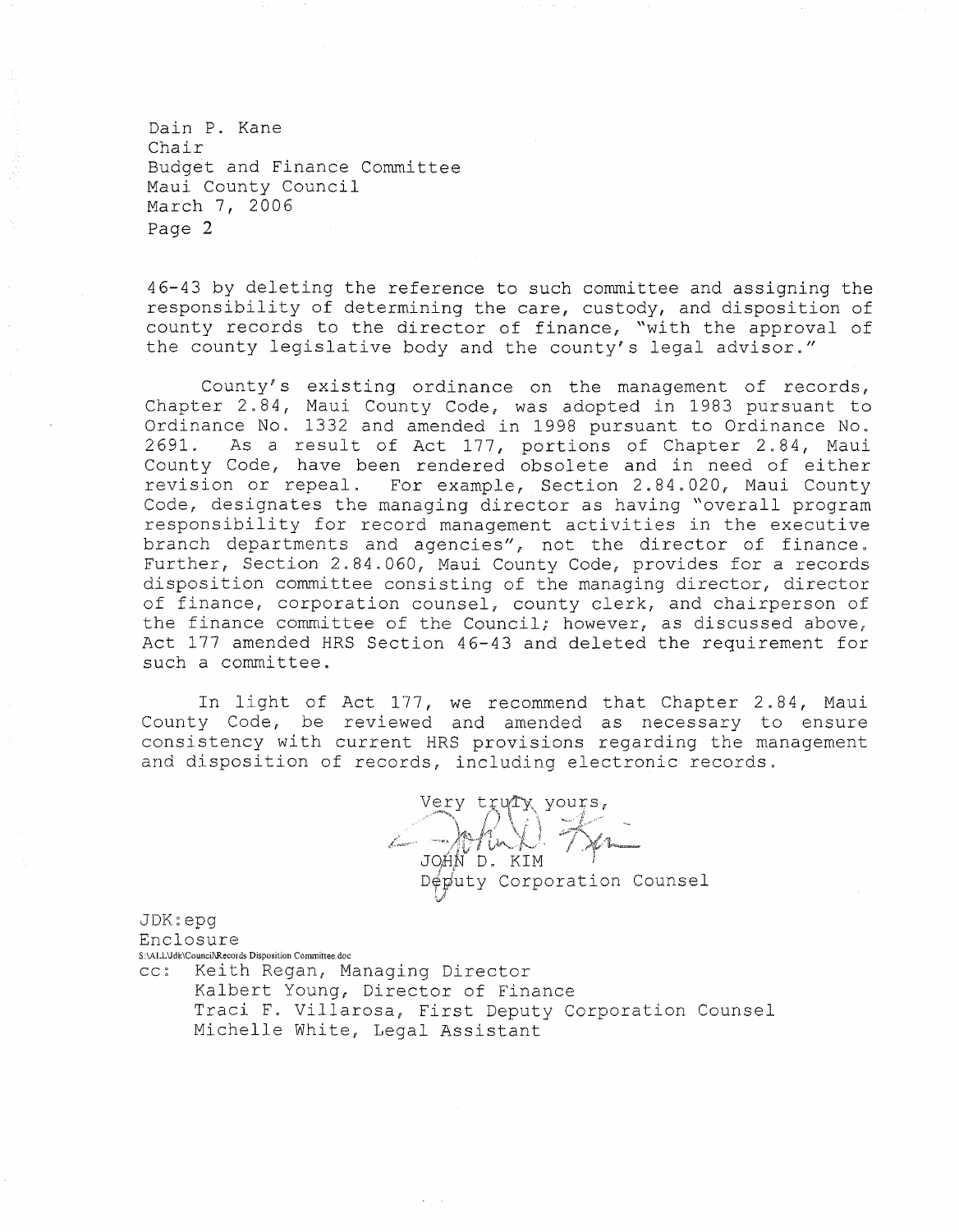46-43 by deleting the reference to such committee and assigning the responsibility of determining the care, custody, and disposition of county records to the director of finance, "with the approval of the county legislative body and the county's legal advisor."

County's existing ordinance on the management of records, Chapter 2.84, Maui County Code, was adopted in 1983 pursuant to Ordinance No. 1332 and amended in 1998 pursuant to Ordinance No. 2691. As a result of Act 177, portions of Chapter 2.84, Maui County Code, have been rendered obsolete and in need of either revision or repeal. For example, Section 2.84.020, Maui County Code, designates the managing director as having "overall program responsibility for record management activities in the executive branch departments and agencies", not the director of finance. Further, Section 2.84.060, Maui County Code, provides for a records disposition committee consisting of the managing director, director of finance, corporation counsel, county clerk, and chairperson of the finance committee of the Council; however, as discussed above, Act 177 amended HRS Section 46-43 and deleted the requirement for such a committee.

In light of Act 177, we recommend that Chapter 2.84, Maui County Code, be reviewed and amended as necessary to ensure consistency with current HRS provisions regarding the management and disposition of records, including electronic records.

Very truly yours,

JOHN D. KIM
Deputy Corporation Counsel

JDK:epg
Enclosure
S:\ALL\Jdk\Council\Records Disposition Committee.doc

cc: Keith Regan, Managing Director
Kalbert Young, Director of Finance
Traci F. Villarosa, First Deputy Corporation Counsel
Michelle White, Legal Assistant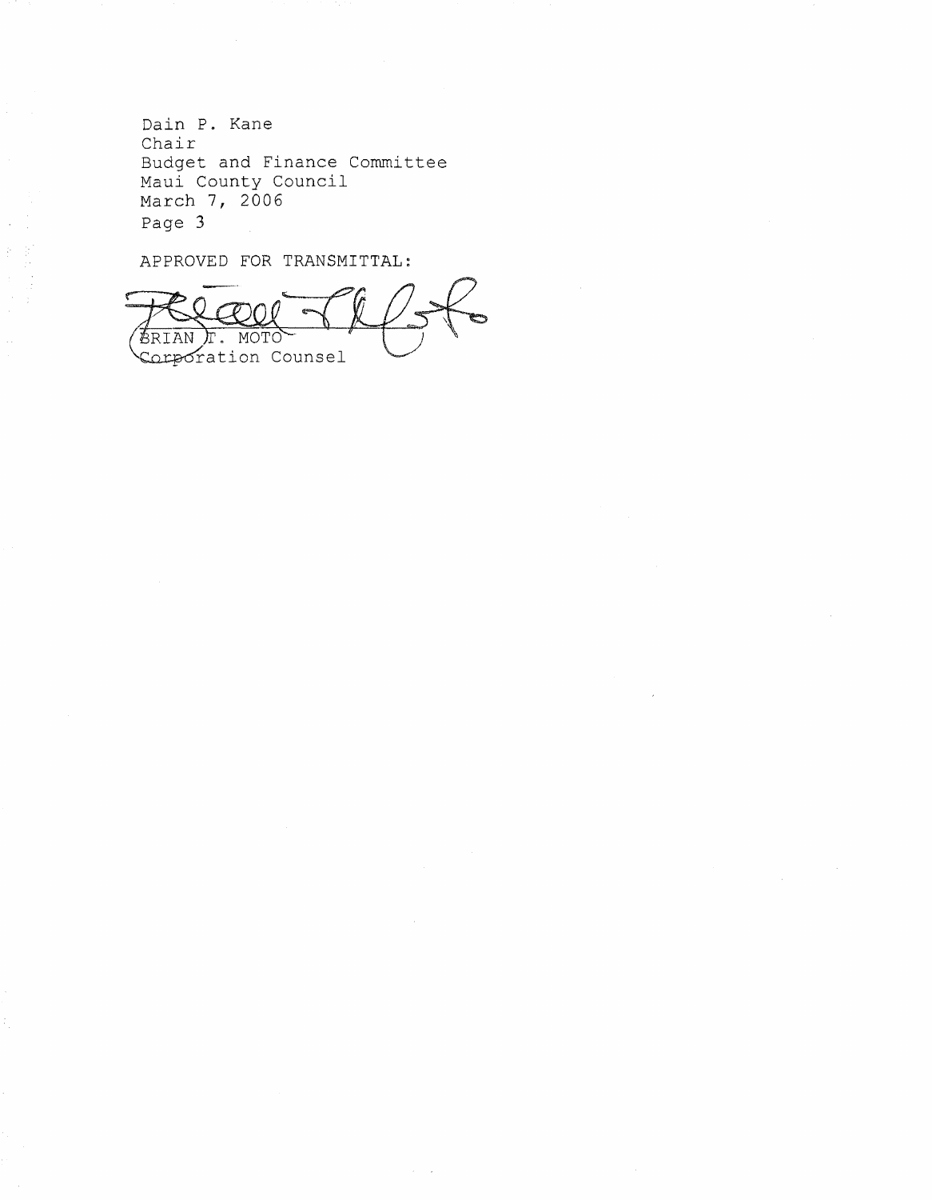APPROVED FOR TRANSMITTAL:

BRIAN T. MOTO
Corporation Counsel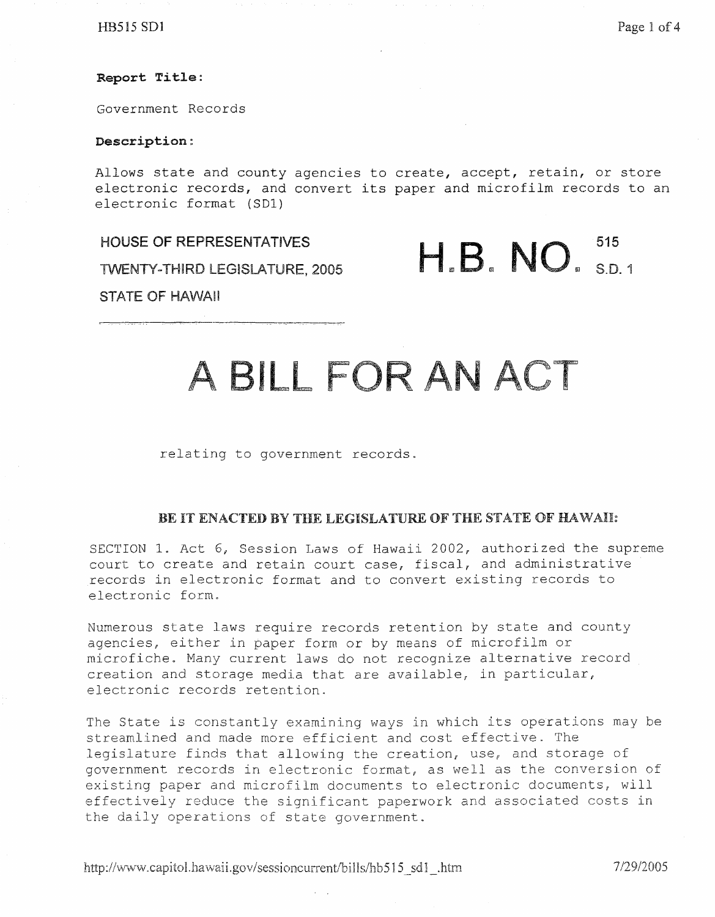**Report Title:**

Government Records

**Description:**

Allows state and county agencies to create, accept, retain, or store electronic records, and convert its paper and microfilm records to an electronic format (SD1)

HOUSE OF REPRESENTATIVES

TWENTY-THIRD LEGISLATURE, 2005

STATE OF HAWAII

# H.B. NO. 515 S.D. 1

# A BILL FOR AN ACT

relating to government records.

**BE IT ENACTED BY THE LEGISLATURE OF THE STATE OF HAWAII:**

SECTION 1. Act 6, Session Laws of Hawaii 2002, authorized the supreme court to create and retain court case, fiscal, and administrative records in electronic format and to convert existing records to electronic form.

Numerous state laws require records retention by state and county agencies, either in paper form or by means of microfilm or microfiche. Many current laws do not recognize alternative record creation and storage media that are available, in particular, electronic records retention.

The State is constantly examining ways in which its operations may be streamlined and made more efficient and cost effective. The legislature finds that allowing the creation, use, and storage of government records in electronic format, as well as the conversion of existing paper and microfilm documents to electronic documents, will effectively reduce the significant paperwork and associated costs in the daily operations of state government.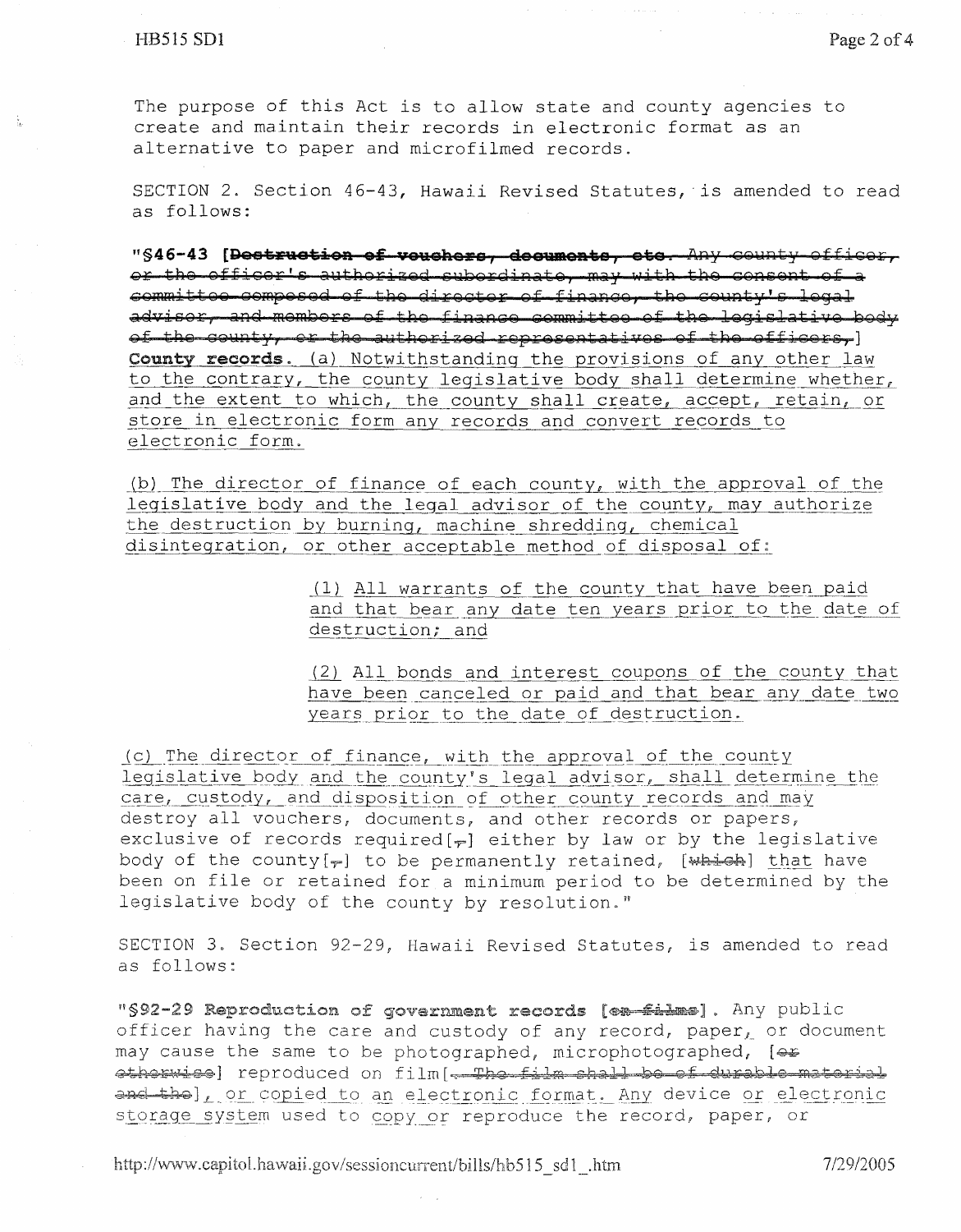The purpose of this Act is to allow state and county agencies to create and maintain their records in electronic format as an alternative to paper and microfilmed records.

SECTION 2. Section 46-43, Hawaii Revised Statutes, is amended to read as follows:

"§46-43 [~~**Destruction of vouchers, documents, etc.**~~ ~~Any county officer, or the officer's authorized subordinate, may with the consent of a committee composed of the director of finance, the county's legal advisor, and members of the finance committee of the legislative body of the county, or the authorized representatives of the officers,~~] **County records.** <u>(a) Notwithstanding the provisions of any other law to the contrary, the county legislative body shall determine whether, and the extent to which, the county shall create, accept, retain, or store in electronic form any records and convert records to electronic form.</u>

<u>(b) The director of finance of each county, with the approval of the legislative body and the legal advisor of the county, may authorize the destruction by burning, machine shredding, chemical disintegration, or other acceptable method of disposal of:</u>

<u>(1) All warrants of the county that have been paid and that bear any date ten years prior to the date of destruction; and</u>

<u>(2) All bonds and interest coupons of the county that have been canceled or paid and that bear any date two years prior to the date of destruction.</u>

<u>(c) The director of finance, with the approval of the county legislative body and the county's legal advisor, shall determine the care, custody, and disposition of other county records and may</u> destroy all vouchers, documents, and other records or papers, exclusive of records required[~~,~~] either by law or by the legislative body of the county[~~,~~] to be permanently retained, [~~which~~] <u>that</u> have been on file or retained for a minimum period to be determined by the legislative body of the county by resolution."

SECTION 3. Section 92-29, Hawaii Revised Statutes, is amended to read as follows:

"§92-29 **Reproduction of government records** [~~**on films**~~]. Any public officer having the care and custody of any record, paper<u>,</u> or document may cause the same to be photographed, microphotographed, [~~or otherwise~~] reproduced on film[~~. The film shall be of durable material and the~~]<u>, or copied to an electronic format. Any device or electronic storage system used to copy or reproduce the record, paper, or</u>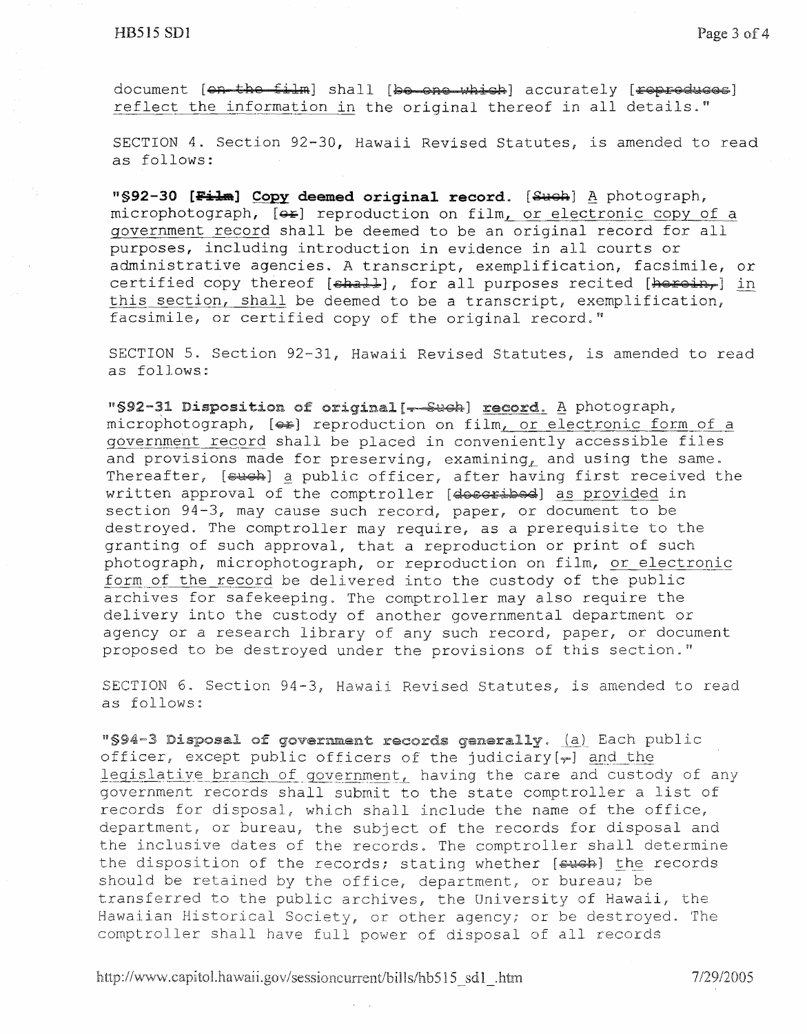document [~~on the film~~] shall [~~be one which~~] accurately [~~reproduces~~] reflect the information in the original thereof in all details."

SECTION 4. Section 92-30, Hawaii Revised Statutes, is amended to read as follows:

"**§92-30 [~~Film~~] Copy deemed original record.** [~~Such~~] A photograph, microphotograph, [~~or~~] reproduction on film, or electronic copy of a government record shall be deemed to be an original record for all purposes, including introduction in evidence in all courts or administrative agencies. A transcript, exemplification, facsimile, or certified copy thereof [~~shall~~], for all purposes recited [~~herein,~~] in this section, shall be deemed to be a transcript, exemplification, facsimile, or certified copy of the original record."

SECTION 5. Section 92-31, Hawaii Revised Statutes, is amended to read as follows:

"**§92-31 Disposition of original**[~~. Such~~] **record.** A photograph, microphotograph, [~~or~~] reproduction on film, or electronic form of a government record shall be placed in conveniently accessible files and provisions made for preserving, examining, and using the same. Thereafter, [~~such~~] a public officer, after having first received the written approval of the comptroller [~~described~~] as provided in section 94-3, may cause such record, paper, or document to be destroyed. The comptroller may require, as a prerequisite to the granting of such approval, that a reproduction or print of such photograph, microphotograph, or reproduction on film, or electronic form of the record be delivered into the custody of the public archives for safekeeping. The comptroller may also require the delivery into the custody of another governmental department or agency or a research library of any such record, paper, or document proposed to be destroyed under the provisions of this section."

SECTION 6. Section 94-3, Hawaii Revised Statutes, is amended to read as follows:

"**§94-3 Disposal of government records generally.** (a) Each public officer, except public officers of the judiciary[~~,~~] and the legislative branch of government, having the care and custody of any government records shall submit to the state comptroller a list of records for disposal, which shall include the name of the office, department, or bureau, the subject of the records for disposal and the inclusive dates of the records. The comptroller shall determine the disposition of the records; stating whether [~~such~~] the records should be retained by the office, department, or bureau; be transferred to the public archives, the University of Hawaii, the Hawaiian Historical Society, or other agency; or be destroyed. The comptroller shall have full power of disposal of all records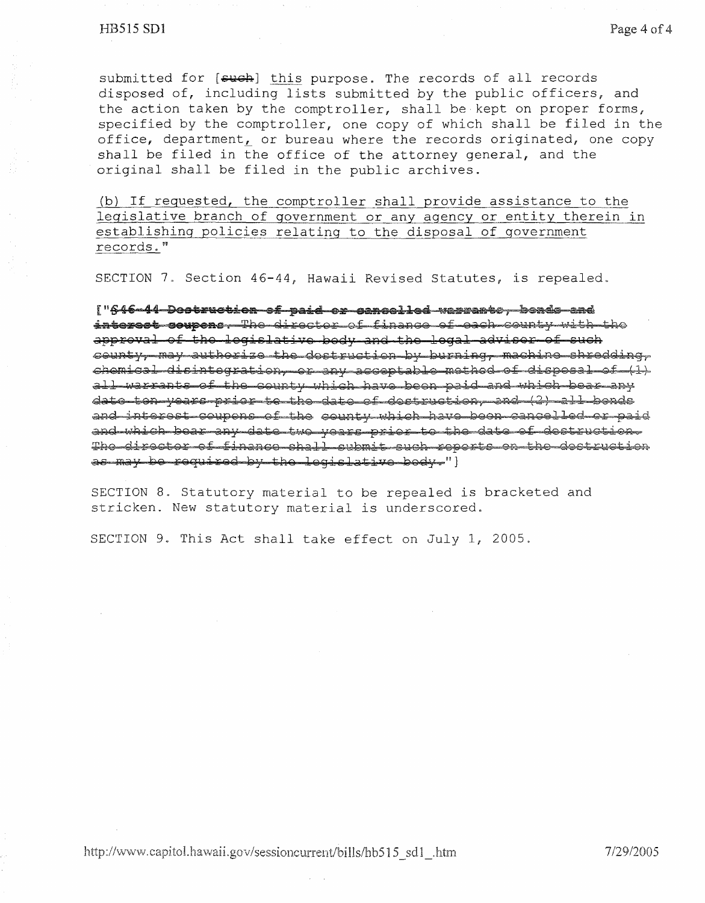submitted for [~~such~~] this purpose. The records of all records disposed of, including lists submitted by the public officers, and the action taken by the comptroller, shall be kept on proper forms, specified by the comptroller, one copy of which shall be filed in the office, department, or bureau where the records originated, one copy shall be filed in the office of the attorney general, and the original shall be filed in the public archives.

(b) If requested, the comptroller shall provide assistance to the legislative branch of government or any agency or entity therein in establishing policies relating to the disposal of government records."

SECTION 7. Section 46-44, Hawaii Revised Statutes, is repealed.

["~~**§46-44 Destruction of paid or cancelled warrants, bonds and interest coupons.** The director of finance of each county with the approval of the legislative body and the legal advisor of such county, may authorize the destruction by burning, machine shredding, chemical disintegration, or any acceptable method of disposal of (1) all warrants of the county which have been paid and which bear any date ten years prior to the date of destruction, and (2) all bonds and interest coupons of the county which have been cancelled or paid and which bear any date two years prior to the date of destruction. The director of finance shall submit such reports on the destruction as may be required by the legislative body.~~"]

SECTION 8. Statutory material to be repealed is bracketed and stricken. New statutory material is underscored.

SECTION 9. This Act shall take effect on July 1, 2005.